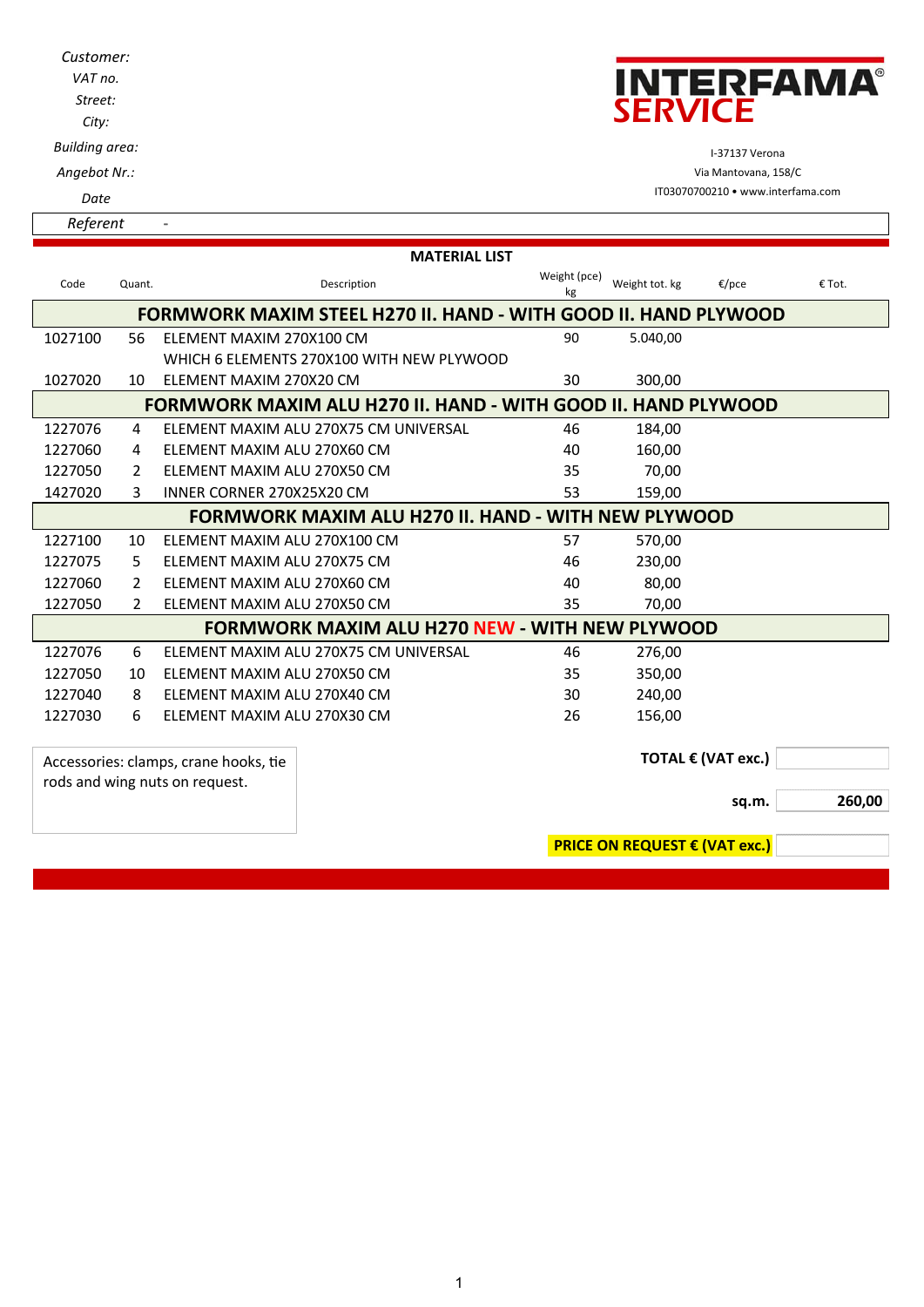*Customer:*
*VAT no.*
*Street:*
*City:*
*Building area:*
*Angebot Nr.:*
*Date*

**INTERFAMA SERVICE**

I-37137 Verona
Via Mantovana, 158/C
IT03070700210 • www.interfama.com

*Referent* -

## MATERIAL LIST

| Code | Quant. | Description | Weight (pce) kg | Weight tot. kg | €/pce | € Tot. |
|---|---|---|---|---|---|---|
| **FORMWORK MAXIM STEEL H270 II. HAND - WITH GOOD II. HAND PLYWOOD** | | | | | | |
| 1027100 | 56 | ELEMENT MAXIM 270X100 CM | 90 | 5.040,00 | | |
| | | WHICH 6 ELEMENTS 270X100 WITH NEW PLYWOOD | | | | |
| 1027020 | 10 | ELEMENT MAXIM 270X20 CM | 30 | 300,00 | | |
| **FORMWORK MAXIM ALU H270 II. HAND - WITH GOOD II. HAND PLYWOOD** | | | | | | |
| 1227076 | 4 | ELEMENT MAXIM ALU 270X75 CM UNIVERSAL | 46 | 184,00 | | |
| 1227060 | 4 | ELEMENT MAXIM ALU 270X60 CM | 40 | 160,00 | | |
| 1227050 | 2 | ELEMENT MAXIM ALU 270X50 CM | 35 | 70,00 | | |
| 1427020 | 3 | INNER CORNER 270X25X20 CM | 53 | 159,00 | | |
| **FORMWORK MAXIM ALU H270 II. HAND - WITH NEW PLYWOOD** | | | | | | |
| 1227100 | 10 | ELEMENT MAXIM ALU 270X100 CM | 57 | 570,00 | | |
| 1227075 | 5 | ELEMENT MAXIM ALU 270X75 CM | 46 | 230,00 | | |
| 1227060 | 2 | ELEMENT MAXIM ALU 270X60 CM | 40 | 80,00 | | |
| 1227050 | 2 | ELEMENT MAXIM ALU 270X50 CM | 35 | 70,00 | | |
| **FORMWORK MAXIM ALU H270 NEW - WITH NEW PLYWOOD** | | | | | | |
| 1227076 | 6 | ELEMENT MAXIM ALU 270X75 CM UNIVERSAL | 46 | 276,00 | | |
| 1227050 | 10 | ELEMENT MAXIM ALU 270X50 CM | 35 | 350,00 | | |
| 1227040 | 8 | ELEMENT MAXIM ALU 270X40 CM | 30 | 240,00 | | |
| 1227030 | 6 | ELEMENT MAXIM ALU 270X30 CM | 26 | 156,00 | | |

Accessories: clamps, crane hooks, tie rods and wing nuts on request.

| | |
|---|---|
| **TOTAL € (VAT exc.)** | |
| **sq.m.** | **260,00** |
| **PRICE ON REQUEST € (VAT exc.)** | |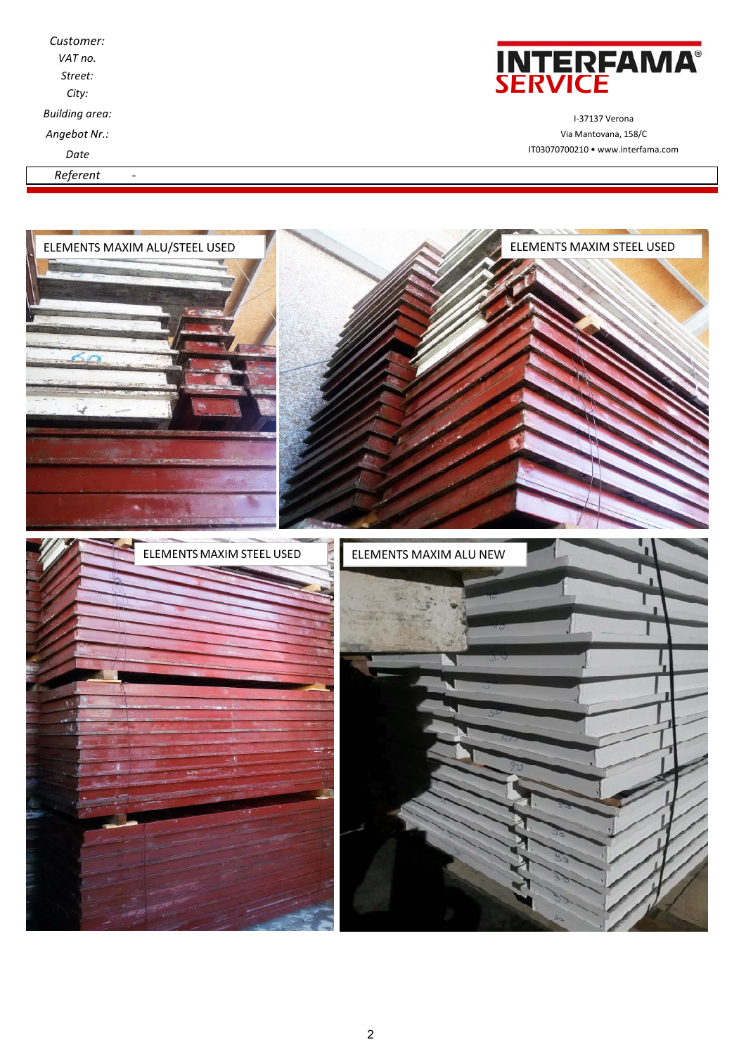Customer:
VAT no.
Street:
City:
Building area:
Angebot Nr.:
Date
Referent -

INTERFAMA® SERVICE

I-37137 Verona
Via Mantovana, 158/C
IT03070700210 • www.interfama.com

ELEMENTS MAXIM ALU/STEEL USED

ELEMENTS MAXIM STEEL USED

ELEMENTS MAXIM STEEL USED

ELEMENTS MAXIM ALU NEW